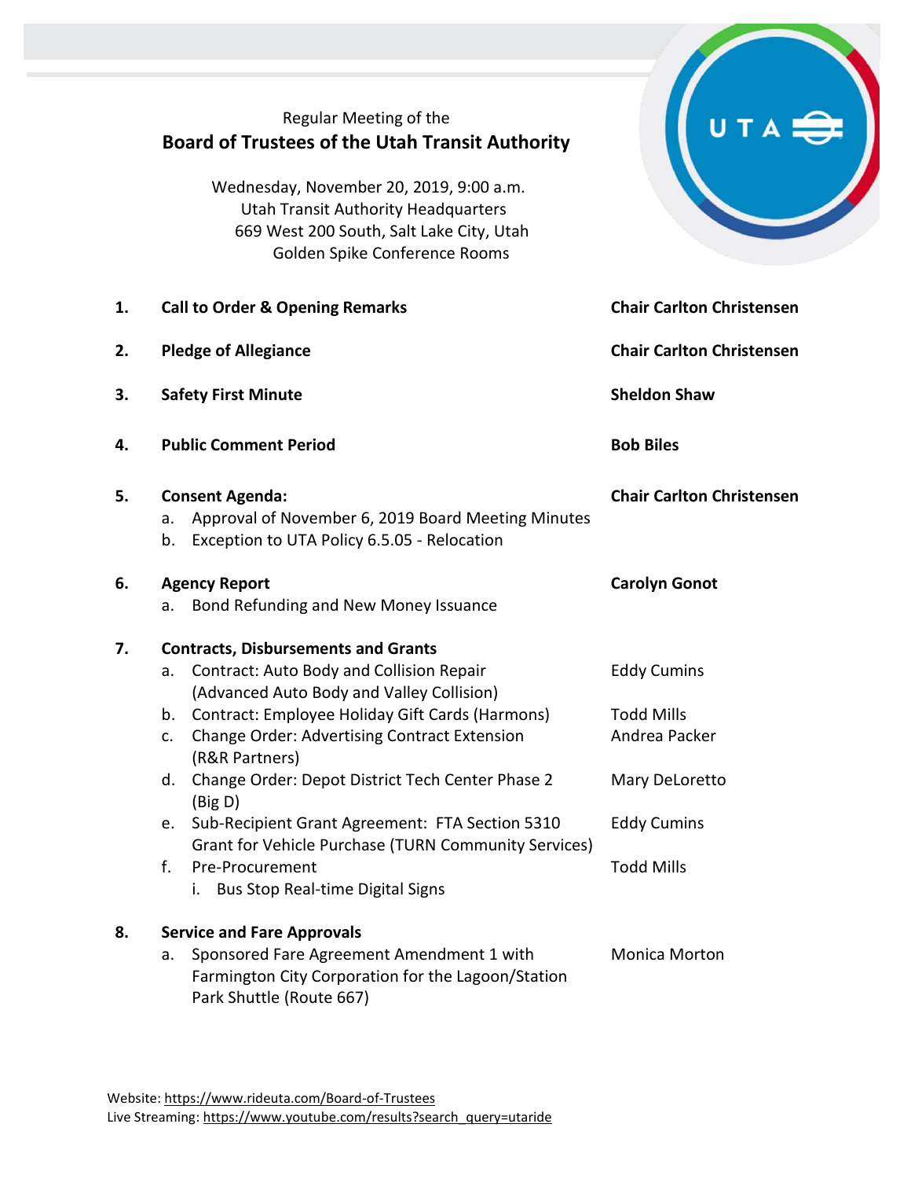Regular Meeting of the

# Board of Trustees of the Utah Transit Authority

Wednesday, November 20, 2019, 9:00 a.m.
Utah Transit Authority Headquarters
669 West 200 South, Salt Lake City, Utah
Golden Spike Conference Rooms

| | Item | Presenter |
|---|---|---|
| 1. | **Call to Order & Opening Remarks** | **Chair Carlton Christensen** |
| 2. | **Pledge of Allegiance** | **Chair Carlton Christensen** |
| 3. | **Safety First Minute** | **Sheldon Shaw** |
| 4. | **Public Comment Period** | **Bob Biles** |
| 5. | **Consent Agenda:** | **Chair Carlton Christensen** |
| | a. Approval of November 6, 2019 Board Meeting Minutes | |
| | b. Exception to UTA Policy 6.5.05 - Relocation | |
| 6. | **Agency Report** | **Carolyn Gonot** |
| | a. Bond Refunding and New Money Issuance | |
| 7. | **Contracts, Disbursements and Grants** | |
| | a. Contract: Auto Body and Collision Repair (Advanced Auto Body and Valley Collision) | Eddy Cumins |
| | b. Contract: Employee Holiday Gift Cards (Harmons) | Todd Mills |
| | c. Change Order: Advertising Contract Extension (R&R Partners) | Andrea Packer |
| | d. Change Order: Depot District Tech Center Phase 2 (Big D) | Mary DeLoretto |
| | e. Sub-Recipient Grant Agreement: FTA Section 5310 Grant for Vehicle Purchase (TURN Community Services) | Eddy Cumins |
| | f. Pre-Procurement | Todd Mills |
| | i. Bus Stop Real-time Digital Signs | |
| 8. | **Service and Fare Approvals** | |
| | a. Sponsored Fare Agreement Amendment 1 with Farmington City Corporation for the Lagoon/Station Park Shuttle (Route 667) | Monica Morton |

Website: https://www.rideuta.com/Board-of-Trustees
Live Streaming: https://www.youtube.com/results?search_query=utaride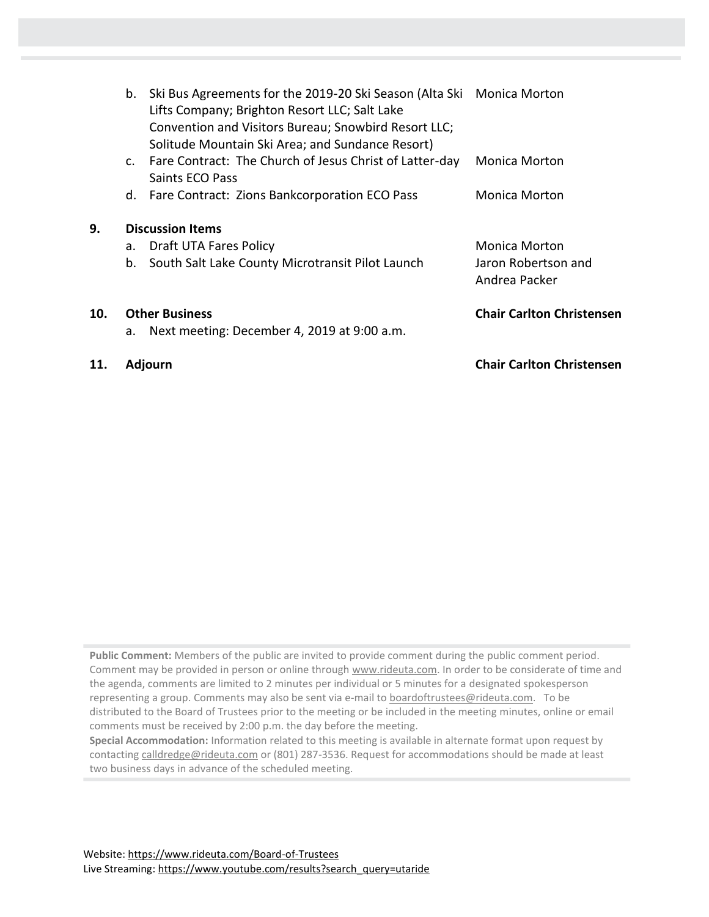| | | |
|---|---|---|
| | b. Ski Bus Agreements for the 2019-20 Ski Season (Alta Ski Lifts Company; Brighton Resort LLC; Salt Lake Convention and Visitors Bureau; Snowbird Resort LLC; Solitude Mountain Ski Area; and Sundance Resort) | Monica Morton |
| | c. Fare Contract: The Church of Jesus Christ of Latter-day Saints ECO Pass | Monica Morton |
| | d. Fare Contract: Zions Bankcorporation ECO Pass | Monica Morton |
| **9.** | **Discussion Items** | |
| | a. Draft UTA Fares Policy | Monica Morton |
| | b. South Salt Lake County Microtransit Pilot Launch | Jaron Robertson and Andrea Packer |
| **10.** | **Other Business** | **Chair Carlton Christensen** |
| | a. Next meeting: December 4, 2019 at 9:00 a.m. | |
| **11.** | **Adjourn** | **Chair Carlton Christensen** |

**Public Comment:** Members of the public are invited to provide comment during the public comment period. Comment may be provided in person or online through www.rideuta.com. In order to be considerate of time and the agenda, comments are limited to 2 minutes per individual or 5 minutes for a designated spokesperson representing a group. Comments may also be sent via e-mail to boardoftrustees@rideuta.com. To be distributed to the Board of Trustees prior to the meeting or be included in the meeting minutes, online or email comments must be received by 2:00 p.m. the day before the meeting.

**Special Accommodation:** Information related to this meeting is available in alternate format upon request by contacting calldredge@rideuta.com or (801) 287-3536. Request for accommodations should be made at least two business days in advance of the scheduled meeting.

Website: https://www.rideuta.com/Board-of-Trustees
Live Streaming: https://www.youtube.com/results?search_query=utaride